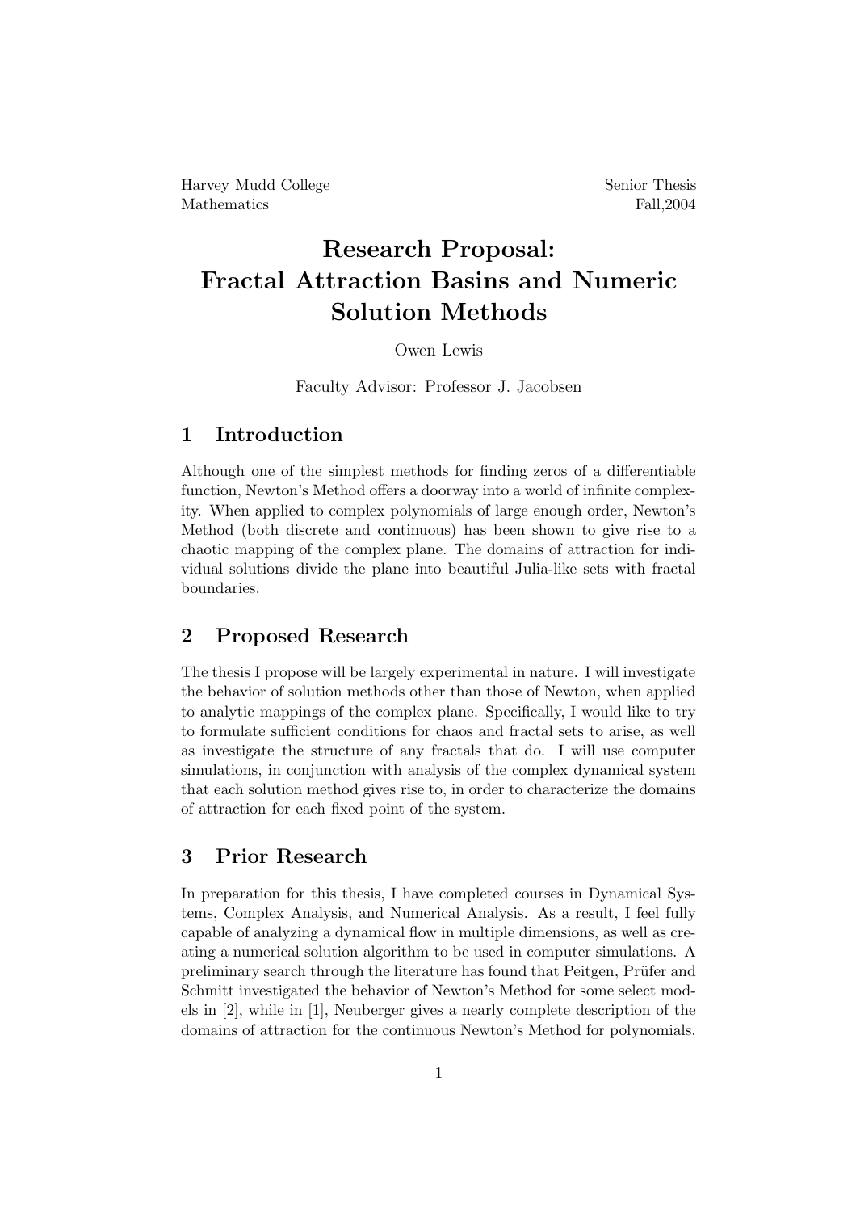Harvey Mudd College
Mathematics

Senior Thesis
Fall,2004

# Research Proposal: Fractal Attraction Basins and Numeric Solution Methods

Owen Lewis

Faculty Advisor: Professor J. Jacobsen

## 1 Introduction

Although one of the simplest methods for finding zeros of a differentiable function, Newton's Method offers a doorway into a world of infinite complexity. When applied to complex polynomials of large enough order, Newton's Method (both discrete and continuous) has been shown to give rise to a chaotic mapping of the complex plane. The domains of attraction for individual solutions divide the plane into beautiful Julia-like sets with fractal boundaries.

## 2 Proposed Research

The thesis I propose will be largely experimental in nature. I will investigate the behavior of solution methods other than those of Newton, when applied to analytic mappings of the complex plane. Specifically, I would like to try to formulate sufficient conditions for chaos and fractal sets to arise, as well as investigate the structure of any fractals that do. I will use computer simulations, in conjunction with analysis of the complex dynamical system that each solution method gives rise to, in order to characterize the domains of attraction for each fixed point of the system.

## 3 Prior Research

In preparation for this thesis, I have completed courses in Dynamical Systems, Complex Analysis, and Numerical Analysis. As a result, I feel fully capable of analyzing a dynamical flow in multiple dimensions, as well as creating a numerical solution algorithm to be used in computer simulations. A preliminary search through the literature has found that Peitgen, Prüfer and Schmitt investigated the behavior of Newton's Method for some select models in [2], while in [1], Neuberger gives a nearly complete description of the domains of attraction for the continuous Newton's Method for polynomials.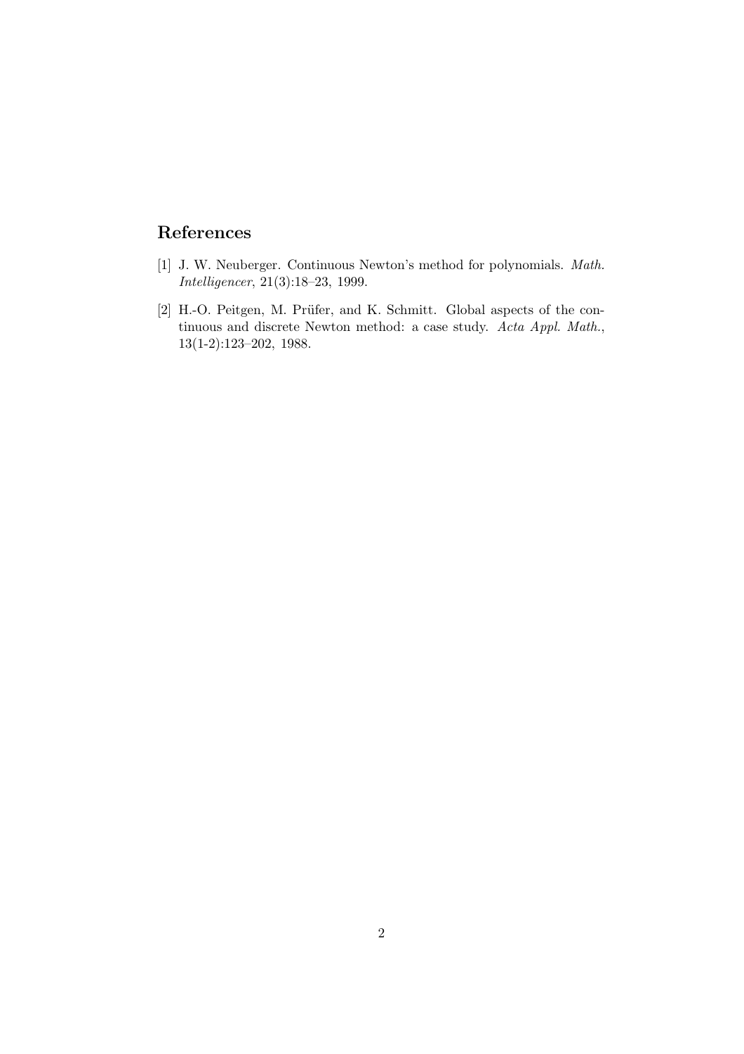## References

[1] J. W. Neuberger. Continuous Newton's method for polynomials. *Math. Intelligencer*, 21(3):18–23, 1999.

[2] H.-O. Peitgen, M. Prüfer, and K. Schmitt. Global aspects of the continuous and discrete Newton method: a case study. *Acta Appl. Math.*, 13(1-2):123–202, 1988.